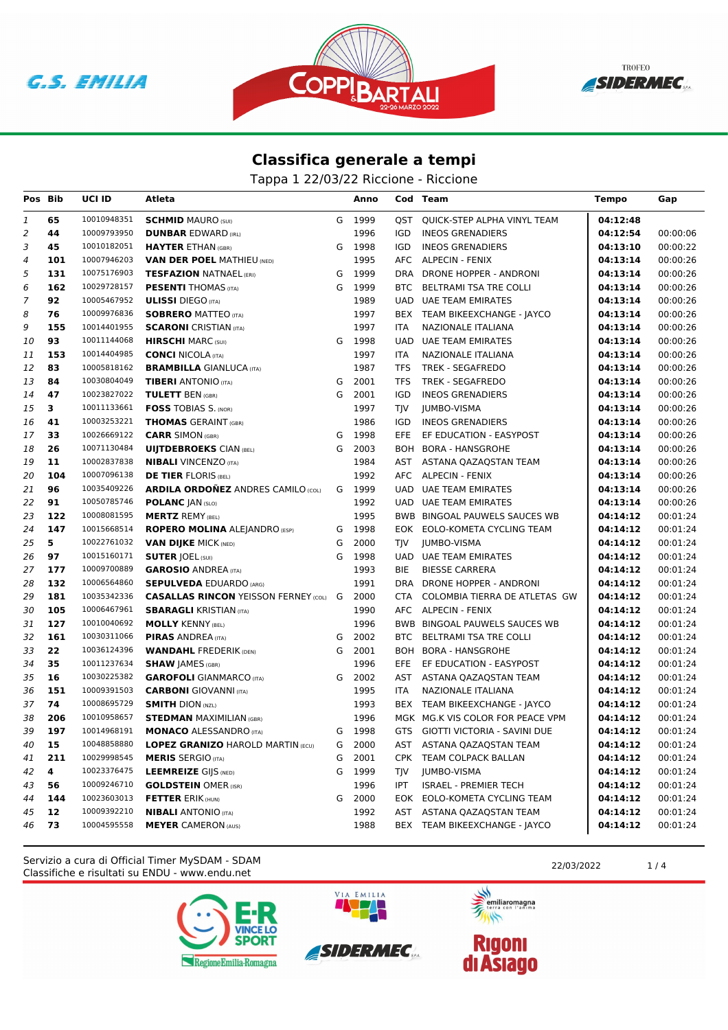## Classifica generale a tempi

Tappa 1 22/03/22 Riccione - Riccione

| Pos | Bib | UCI ID | Atleta | | Anno | Cod | Team | Tempo | Gap |
|---|---|---|---|---|---|---|---|---|---|
| 1 | 65 | 10010948351 | **SCHMID** MAURO (SUI) | G | 1999 | QST | QUICK-STEP ALPHA VINYL TEAM | **04:12:48** | |
| 2 | 44 | 10009793950 | **DUNBAR** EDWARD (IRL) | | 1996 | IGD | INEOS GRENADIERS | **04:12:54** | 00:00:06 |
| 3 | 45 | 10010182051 | **HAYTER** ETHAN (GBR) | G | 1998 | IGD | INEOS GRENADIERS | **04:13:10** | 00:00:22 |
| 4 | 101 | 10007946203 | **VAN DER POEL** MATHIEU (NED) | | 1995 | AFC | ALPECIN - FENIX | **04:13:14** | 00:00:26 |
| 5 | 131 | 10075176903 | **TESFAZION** NATNAEL (ERI) | G | 1999 | DRA | DRONE HOPPER - ANDRONI | **04:13:14** | 00:00:26 |
| 6 | 162 | 10029728157 | **PESENTI** THOMAS (ITA) | G | 1999 | BTC | BELTRAMI TSA TRE COLLI | **04:13:14** | 00:00:26 |
| 7 | 92 | 10005467952 | **ULISSI** DIEGO (ITA) | | 1989 | UAD | UAE TEAM EMIRATES | **04:13:14** | 00:00:26 |
| 8 | 76 | 10009976836 | **SOBRERO** MATTEO (ITA) | | 1997 | BEX | TEAM BIKEEXCHANGE - JAYCO | **04:13:14** | 00:00:26 |
| 9 | 155 | 10014401955 | **SCARONI** CRISTIAN (ITA) | | 1997 | ITA | NAZIONALE ITALIANA | **04:13:14** | 00:00:26 |
| 10 | 93 | 10011144068 | **HIRSCHI** MARC (SUI) | G | 1998 | UAD | UAE TEAM EMIRATES | **04:13:14** | 00:00:26 |
| 11 | 153 | 10014404985 | **CONCI** NICOLA (ITA) | | 1997 | ITA | NAZIONALE ITALIANA | **04:13:14** | 00:00:26 |
| 12 | 83 | 10005818162 | **BRAMBILLA** GIANLUCA (ITA) | | 1987 | TFS | TREK - SEGAFREDO | **04:13:14** | 00:00:26 |
| 13 | 84 | 10030804049 | **TIBERI** ANTONIO (ITA) | G | 2001 | TFS | TREK - SEGAFREDO | **04:13:14** | 00:00:26 |
| 14 | 47 | 10023827022 | **TULETT** BEN (GBR) | G | 2001 | IGD | INEOS GRENADIERS | **04:13:14** | 00:00:26 |
| 15 | 3 | 10011133661 | **FOSS** TOBIAS S. (NOR) | | 1997 | TJV | JUMBO-VISMA | **04:13:14** | 00:00:26 |
| 16 | 41 | 10003253221 | **THOMAS** GERAINT (GBR) | | 1986 | IGD | INEOS GRENADIERS | **04:13:14** | 00:00:26 |
| 17 | 33 | 10026669122 | **CARR** SIMON (GBR) | G | 1998 | EFE | EF EDUCATION - EASYPOST | **04:13:14** | 00:00:26 |
| 18 | 26 | 10071130484 | **UIJTDEBROEKS** CIAN (BEL) | G | 2003 | BOH | BORA - HANSGROHE | **04:13:14** | 00:00:26 |
| 19 | 11 | 10002837838 | **NIBALI** VINCENZO (ITA) | | 1984 | AST | ASTANA QAZAQSTAN TEAM | **04:13:14** | 00:00:26 |
| 20 | 104 | 10007096138 | **DE TIER** FLORIS (BEL) | | 1992 | AFC | ALPECIN - FENIX | **04:13:14** | 00:00:26 |
| 21 | 96 | 10035409226 | **ARDILA ORDOÑEZ** ANDRES CAMILO (COL) | G | 1999 | UAD | UAE TEAM EMIRATES | **04:13:14** | 00:00:26 |
| 22 | 91 | 10050785746 | **POLANC** JAN (SLO) | | 1992 | UAD | UAE TEAM EMIRATES | **04:13:14** | 00:00:26 |
| 23 | 122 | 10008081595 | **MERTZ** REMY (BEL) | | 1995 | BWB | BINGOAL PAUWELS SAUCES WB | **04:14:12** | 00:01:24 |
| 24 | 147 | 10015668514 | **ROPERO MOLINA** ALEJANDRO (ESP) | G | 1998 | EOK | EOLO-KOMETA CYCLING TEAM | **04:14:12** | 00:01:24 |
| 25 | 5 | 10022761032 | **VAN DIJKE** MICK (NED) | G | 2000 | TJV | JUMBO-VISMA | **04:14:12** | 00:01:24 |
| 26 | 97 | 10015160171 | **SUTER** JOEL (SUI) | G | 1998 | UAD | UAE TEAM EMIRATES | **04:14:12** | 00:01:24 |
| 27 | 177 | 10009700889 | **GAROSIO** ANDREA (ITA) | | 1993 | BIE | BIESSE CARRERA | **04:14:12** | 00:01:24 |
| 28 | 132 | 10006564860 | **SEPULVEDA** EDUARDO (ARG) | | 1991 | DRA | DRONE HOPPER - ANDRONI | **04:14:12** | 00:01:24 |
| 29 | 181 | 10035342336 | **CASALLAS RINCON** YEISSON FERNEY (COL) | G | 2000 | CTA | COLOMBIA TIERRA DE ATLETAS GW | **04:14:12** | 00:01:24 |
| 30 | 105 | 10006467961 | **SBARAGLI** KRISTIAN (ITA) | | 1990 | AFC | ALPECIN - FENIX | **04:14:12** | 00:01:24 |
| 31 | 127 | 10010040692 | **MOLLY** KENNY (BEL) | | 1996 | BWB | BINGOAL PAUWELS SAUCES WB | **04:14:12** | 00:01:24 |
| 32 | 161 | 10030311066 | **PIRAS** ANDREA (ITA) | G | 2002 | BTC | BELTRAMI TSA TRE COLLI | **04:14:12** | 00:01:24 |
| 33 | 22 | 10036124396 | **WANDAHL** FREDERIK (DEN) | G | 2001 | BOH | BORA - HANSGROHE | **04:14:12** | 00:01:24 |
| 34 | 35 | 10011237634 | **SHAW** JAMES (GBR) | | 1996 | EFE | EF EDUCATION - EASYPOST | **04:14:12** | 00:01:24 |
| 35 | 16 | 10030225382 | **GAROFOLI** GIANMARCO (ITA) | G | 2002 | AST | ASTANA QAZAQSTAN TEAM | **04:14:12** | 00:01:24 |
| 36 | 151 | 10009391503 | **CARBONI** GIOVANNI (ITA) | | 1995 | ITA | NAZIONALE ITALIANA | **04:14:12** | 00:01:24 |
| 37 | 74 | 10008695729 | **SMITH** DION (NZL) | | 1993 | BEX | TEAM BIKEEXCHANGE - JAYCO | **04:14:12** | 00:01:24 |
| 38 | 206 | 10010958657 | **STEDMAN** MAXIMILIAN (GBR) | | 1996 | MGK | MG.K VIS COLOR FOR PEACE VPM | **04:14:12** | 00:01:24 |
| 39 | 197 | 10014968191 | **MONACO** ALESSANDRO (ITA) | G | 1998 | GTS | GIOTTI VICTORIA - SAVINI DUE | **04:14:12** | 00:01:24 |
| 40 | 15 | 10048858880 | **LOPEZ GRANIZO** HAROLD MARTIN (ECU) | G | 2000 | AST | ASTANA QAZAQSTAN TEAM | **04:14:12** | 00:01:24 |
| 41 | 211 | 10029998545 | **MERIS** SERGIO (ITA) | G | 2001 | CPK | TEAM COLPACK BALLAN | **04:14:12** | 00:01:24 |
| 42 | 4 | 10023376475 | **LEEMREIZE** GIJS (NED) | G | 1999 | TJV | JUMBO-VISMA | **04:14:12** | 00:01:24 |
| 43 | 56 | 10009246710 | **GOLDSTEIN** OMER (ISR) | | 1996 | IPT | ISRAEL - PREMIER TECH | **04:14:12** | 00:01:24 |
| 44 | 144 | 10023603013 | **FETTER** ERIK (HUN) | G | 2000 | EOK | EOLO-KOMETA CYCLING TEAM | **04:14:12** | 00:01:24 |
| 45 | 12 | 10009392210 | **NIBALI** ANTONIO (ITA) | | 1992 | AST | ASTANA QAZAQSTAN TEAM | **04:14:12** | 00:01:24 |
| 46 | 73 | 10004595558 | **MEYER** CAMERON (AUS) | | 1988 | BEX | TEAM BIKEEXCHANGE - JAYCO | **04:14:12** | 00:01:24 |

Servizio a cura di Official Timer MySDAM - SDAM
Classifiche e risultati su ENDU - www.endu.net

22/03/2022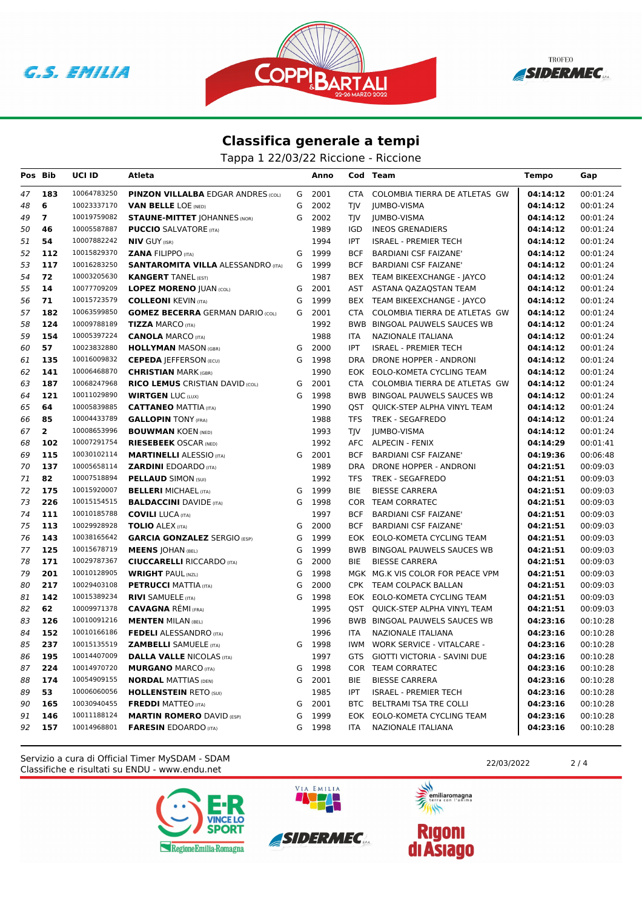## Classifica generale a tempi

Tappa 1 22/03/22 Riccione - Riccione

| Pos | Bib | UCI ID | Atleta | | Anno | Cod | Team | Tempo | Gap |
|---|---|---|---|---|---|---|---|---|---|
| 47 | 183 | 10064783250 | **PINZON VILLALBA** EDGAR ANDRES (COL) | G | 2001 | CTA | COLOMBIA TIERRA DE ATLETAS GW | **04:14:12** | 00:01:24 |
| 48 | 6 | 10023337170 | **VAN BELLE** LOE (NED) | G | 2002 | TJV | JUMBO-VISMA | **04:14:12** | 00:01:24 |
| 49 | 7 | 10019759082 | **STAUNE-MITTET** JOHANNES (NOR) | G | 2002 | TJV | JUMBO-VISMA | **04:14:12** | 00:01:24 |
| 50 | 46 | 10005587887 | **PUCCIO** SALVATORE (ITA) | | 1989 | IGD | INEOS GRENADIERS | **04:14:12** | 00:01:24 |
| 51 | 54 | 10007882242 | **NIV** GUY (ISR) | | 1994 | IPT | ISRAEL - PREMIER TECH | **04:14:12** | 00:01:24 |
| 52 | 112 | 10015829370 | **ZANA** FILIPPO (ITA) | G | 1999 | BCF | BARDIANI CSF FAIZANE' | **04:14:12** | 00:01:24 |
| 53 | 117 | 10016283250 | **SANTAROMITA VILLA** ALESSANDRO (ITA) | G | 1999 | BCF | BARDIANI CSF FAIZANE' | **04:14:12** | 00:01:24 |
| 54 | 72 | 10003205630 | **KANGERT** TANEL (EST) | | 1987 | BEX | TEAM BIKEEXCHANGE - JAYCO | **04:14:12** | 00:01:24 |
| 55 | 14 | 10077709209 | **LOPEZ MORENO** JUAN (COL) | G | 2001 | AST | ASTANA QAZAQSTAN TEAM | **04:14:12** | 00:01:24 |
| 56 | 71 | 10015723579 | **COLLEONI** KEVIN (ITA) | G | 1999 | BEX | TEAM BIKEEXCHANGE - JAYCO | **04:14:12** | 00:01:24 |
| 57 | 182 | 10063599850 | **GOMEZ BECERRA** GERMAN DARIO (COL) | G | 2001 | CTA | COLOMBIA TIERRA DE ATLETAS GW | **04:14:12** | 00:01:24 |
| 58 | 124 | 10009788189 | **TIZZA** MARCO (ITA) | | 1992 | BWB | BINGOAL PAUWELS SAUCES WB | **04:14:12** | 00:01:24 |
| 59 | 154 | 10005397224 | **CANOLA** MARCO (ITA) | | 1988 | ITA | NAZIONALE ITALIANA | **04:14:12** | 00:01:24 |
| 60 | 57 | 10023832880 | **HOLLYMAN** MASON (GBR) | G | 2000 | IPT | ISRAEL - PREMIER TECH | **04:14:12** | 00:01:24 |
| 61 | 135 | 10016009832 | **CEPEDA** JEFFERSON (ECU) | G | 1998 | DRA | DRONE HOPPER - ANDRONI | **04:14:12** | 00:01:24 |
| 62 | 141 | 10006468870 | **CHRISTIAN** MARK (GBR) | | 1990 | EOK | EOLO-KOMETA CYCLING TEAM | **04:14:12** | 00:01:24 |
| 63 | 187 | 10068247968 | **RICO LEMUS** CRISTIAN DAVID (COL) | G | 2001 | CTA | COLOMBIA TIERRA DE ATLETAS GW | **04:14:12** | 00:01:24 |
| 64 | 121 | 10011029890 | **WIRTGEN** LUC (LUX) | G | 1998 | BWB | BINGOAL PAUWELS SAUCES WB | **04:14:12** | 00:01:24 |
| 65 | 64 | 10005839885 | **CATTANEO** MATTIA (ITA) | | 1990 | QST | QUICK-STEP ALPHA VINYL TEAM | **04:14:12** | 00:01:24 |
| 66 | 85 | 10004433789 | **GALLOPIN** TONY (FRA) | | 1988 | TFS | TREK - SEGAFREDO | **04:14:12** | 00:01:24 |
| 67 | 2 | 10008653996 | **BOUWMAN** KOEN (NED) | | 1993 | TJV | JUMBO-VISMA | **04:14:12** | 00:01:24 |
| 68 | 102 | 10007291754 | **RIESEBEEK** OSCAR (NED) | | 1992 | AFC | ALPECIN - FENIX | **04:14:29** | 00:01:41 |
| 69 | 115 | 10030102114 | **MARTINELLI** ALESSIO (ITA) | G | 2001 | BCF | BARDIANI CSF FAIZANE' | **04:19:36** | 00:06:48 |
| 70 | 137 | 10005658114 | **ZARDINI** EDOARDO (ITA) | | 1989 | DRA | DRONE HOPPER - ANDRONI | **04:21:51** | 00:09:03 |
| 71 | 82 | 10007518894 | **PELLAUD** SIMON (SUI) | | 1992 | TFS | TREK - SEGAFREDO | **04:21:51** | 00:09:03 |
| 72 | 175 | 10015920007 | **BELLERI** MICHAEL (ITA) | G | 1999 | BIE | BIESSE CARRERA | **04:21:51** | 00:09:03 |
| 73 | 226 | 10015154515 | **BALDACCINI** DAVIDE (ITA) | G | 1998 | COR | TEAM CORRATEC | **04:21:51** | 00:09:03 |
| 74 | 111 | 10010185788 | **COVILI** LUCA (ITA) | | 1997 | BCF | BARDIANI CSF FAIZANE' | **04:21:51** | 00:09:03 |
| 75 | 113 | 10029928928 | **TOLIO** ALEX (ITA) | G | 2000 | BCF | BARDIANI CSF FAIZANE' | **04:21:51** | 00:09:03 |
| 76 | 143 | 10038165642 | **GARCIA GONZALEZ** SERGIO (ESP) | G | 1999 | EOK | EOLO-KOMETA CYCLING TEAM | **04:21:51** | 00:09:03 |
| 77 | 125 | 10015678719 | **MEENS** JOHAN (BEL) | G | 1999 | BWB | BINGOAL PAUWELS SAUCES WB | **04:21:51** | 00:09:03 |
| 78 | 171 | 10029787367 | **CIUCCARELLI** RICCARDO (ITA) | G | 2000 | BIE | BIESSE CARRERA | **04:21:51** | 00:09:03 |
| 79 | 201 | 10010128905 | **WRIGHT** PAUL (NZL) | G | 1998 | MGK | MG.K VIS COLOR FOR PEACE VPM | **04:21:51** | 00:09:03 |
| 80 | 217 | 10029403108 | **PETRUCCI** MATTIA (ITA) | G | 2000 | CPK | TEAM COLPACK BALLAN | **04:21:51** | 00:09:03 |
| 81 | 142 | 10015389234 | **RIVI** SAMUELE (ITA) | G | 1998 | EOK | EOLO-KOMETA CYCLING TEAM | **04:21:51** | 00:09:03 |
| 82 | 62 | 10009971378 | **CAVAGNA** RÉMI (FRA) | | 1995 | QST | QUICK-STEP ALPHA VINYL TEAM | **04:21:51** | 00:09:03 |
| 83 | 126 | 10010091216 | **MENTEN** MILAN (BEL) | | 1996 | BWB | BINGOAL PAUWELS SAUCES WB | **04:23:16** | 00:10:28 |
| 84 | 152 | 10010166186 | **FEDELI** ALESSANDRO (ITA) | | 1996 | ITA | NAZIONALE ITALIANA | **04:23:16** | 00:10:28 |
| 85 | 237 | 10015135519 | **ZAMBELLI** SAMUELE (ITA) | G | 1998 | IWM | WORK SERVICE - VITALCARE - | **04:23:16** | 00:10:28 |
| 86 | 195 | 10014407009 | **DALLA VALLE** NICOLAS (ITA) | | 1997 | GTS | GIOTTI VICTORIA - SAVINI DUE | **04:23:16** | 00:10:28 |
| 87 | 224 | 10014970720 | **MURGANO** MARCO (ITA) | G | 1998 | COR | TEAM CORRATEC | **04:23:16** | 00:10:28 |
| 88 | 174 | 10054909155 | **NORDAL** MATTIAS (DEN) | G | 2001 | BIE | BIESSE CARRERA | **04:23:16** | 00:10:28 |
| 89 | 53 | 10006060056 | **HOLLENSTEIN** RETO (SUI) | | 1985 | IPT | ISRAEL - PREMIER TECH | **04:23:16** | 00:10:28 |
| 90 | 165 | 10030940455 | **FREDDI** MATTEO (ITA) | G | 2001 | BTC | BELTRAMI TSA TRE COLLI | **04:23:16** | 00:10:28 |
| 91 | 146 | 10011188124 | **MARTIN ROMERO** DAVID (ESP) | G | 1999 | EOK | EOLO-KOMETA CYCLING TEAM | **04:23:16** | 00:10:28 |
| 92 | 157 | 10014968801 | **FARESIN** EDOARDO (ITA) | G | 1998 | ITA | NAZIONALE ITALIANA | **04:23:16** | 00:10:28 |

Servizio a cura di Official Timer MySDAM - SDAM
Classifiche e risultati su ENDU - www.endu.net

22/03/2022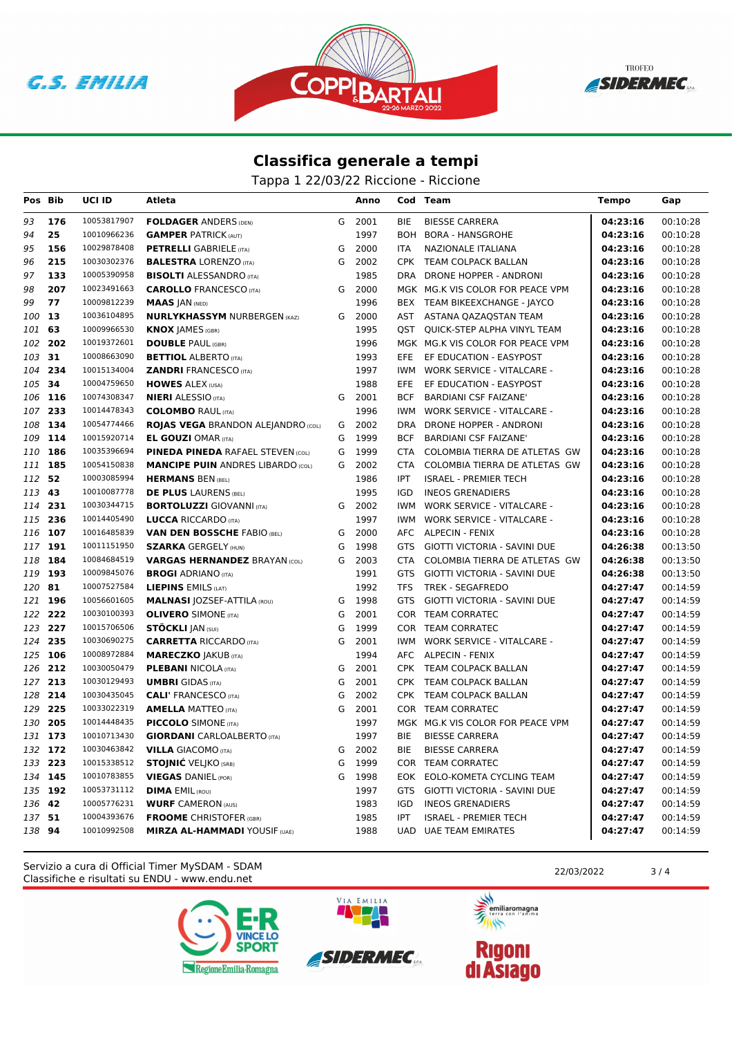## Classifica generale a tempi

Tappa 1 22/03/22 Riccione - Riccione

| Pos | Bib | UCI ID | Atleta | | Anno | Cod | Team | Tempo | Gap |
|---|---|---|---|---|---|---|---|---|---|
| 93 | 176 | 10053817907 | **FOLDAGER** ANDERS (DEN) | G | 2001 | BIE | BIESSE CARRERA | **04:23:16** | 00:10:28 |
| 94 | 25 | 10010966236 | **GAMPER** PATRICK (AUT) | | 1997 | BOH | BORA - HANSGROHE | **04:23:16** | 00:10:28 |
| 95 | 156 | 10029878408 | **PETRELLI** GABRIELE (ITA) | G | 2000 | ITA | NAZIONALE ITALIANA | **04:23:16** | 00:10:28 |
| 96 | 215 | 10030302376 | **BALESTRA** LORENZO (ITA) | G | 2002 | CPK | TEAM COLPACK BALLAN | **04:23:16** | 00:10:28 |
| 97 | 133 | 10005390958 | **BISOLTI** ALESSANDRO (ITA) | | 1985 | DRA | DRONE HOPPER - ANDRONI | **04:23:16** | 00:10:28 |
| 98 | 207 | 10023491663 | **CAROLLO** FRANCESCO (ITA) | G | 2000 | MGK | MG.K VIS COLOR FOR PEACE VPM | **04:23:16** | 00:10:28 |
| 99 | 77 | 10009812239 | **MAAS** JAN (NED) | | 1996 | BEX | TEAM BIKEEXCHANGE - JAYCO | **04:23:16** | 00:10:28 |
| 100 | 13 | 10036104895 | **NURLYKHASSYM** NURBERGEN (KAZ) | G | 2000 | AST | ASTANA QAZAQSTAN TEAM | **04:23:16** | 00:10:28 |
| 101 | 63 | 10009966530 | **KNOX** JAMES (GBR) | | 1995 | QST | QUICK-STEP ALPHA VINYL TEAM | **04:23:16** | 00:10:28 |
| 102 | 202 | 10019372601 | **DOUBLE** PAUL (GBR) | | 1996 | MGK | MG.K VIS COLOR FOR PEACE VPM | **04:23:16** | 00:10:28 |
| 103 | 31 | 10008663090 | **BETTIOL** ALBERTO (ITA) | | 1993 | EFE | EF EDUCATION - EASYPOST | **04:23:16** | 00:10:28 |
| 104 | 234 | 10015134004 | **ZANDRI** FRANCESCO (ITA) | | 1997 | IWM | WORK SERVICE - VITALCARE - | **04:23:16** | 00:10:28 |
| 105 | 34 | 10004759650 | **HOWES** ALEX (USA) | | 1988 | EFE | EF EDUCATION - EASYPOST | **04:23:16** | 00:10:28 |
| 106 | 116 | 10074308347 | **NIERI** ALESSIO (ITA) | G | 2001 | BCF | BARDIANI CSF FAIZANE' | **04:23:16** | 00:10:28 |
| 107 | 233 | 10014478343 | **COLOMBO** RAUL (ITA) | | 1996 | IWM | WORK SERVICE - VITALCARE - | **04:23:16** | 00:10:28 |
| 108 | 134 | 10054774466 | **ROJAS VEGA** BRANDON ALEJANDRO (COL) | G | 2002 | DRA | DRONE HOPPER - ANDRONI | **04:23:16** | 00:10:28 |
| 109 | 114 | 10015920714 | **EL GOUZI** OMAR (ITA) | G | 1999 | BCF | BARDIANI CSF FAIZANE' | **04:23:16** | 00:10:28 |
| 110 | 186 | 10035396694 | **PINEDA PINEDA** RAFAEL STEVEN (COL) | G | 1999 | CTA | COLOMBIA TIERRA DE ATLETAS GW | **04:23:16** | 00:10:28 |
| 111 | 185 | 10054150838 | **MANCIPE PUIN** ANDRES LIBARDO (COL) | G | 2002 | CTA | COLOMBIA TIERRA DE ATLETAS GW | **04:23:16** | 00:10:28 |
| 112 | 52 | 10003085994 | **HERMANS** BEN (BEL) | | 1986 | IPT | ISRAEL - PREMIER TECH | **04:23:16** | 00:10:28 |
| 113 | 43 | 10010087778 | **DE PLUS** LAURENS (BEL) | | 1995 | IGD | INEOS GRENADIERS | **04:23:16** | 00:10:28 |
| 114 | 231 | 10030344715 | **BORTOLUZZI** GIOVANNI (ITA) | G | 2002 | IWM | WORK SERVICE - VITALCARE - | **04:23:16** | 00:10:28 |
| 115 | 236 | 10014405490 | **LUCCA** RICCARDO (ITA) | | 1997 | IWM | WORK SERVICE - VITALCARE - | **04:23:16** | 00:10:28 |
| 116 | 107 | 10016485839 | **VAN DEN BOSSCHE** FABIO (BEL) | G | 2000 | AFC | ALPECIN - FENIX | **04:23:16** | 00:10:28 |
| 117 | 191 | 10011151950 | **SZARKA** GERGELY (HUN) | G | 1998 | GTS | GIOTTI VICTORIA - SAVINI DUE | **04:26:38** | 00:13:50 |
| 118 | 184 | 10084684519 | **VARGAS HERNANDEZ** BRAYAN (COL) | G | 2003 | CTA | COLOMBIA TIERRA DE ATLETAS GW | **04:26:38** | 00:13:50 |
| 119 | 193 | 10009845076 | **BROGI** ADRIANO (ITA) | | 1991 | GTS | GIOTTI VICTORIA - SAVINI DUE | **04:26:38** | 00:13:50 |
| 120 | 81 | 10007527584 | **LIEPINS** EMILS (LAT) | | 1992 | TFS | TREK - SEGAFREDO | **04:27:47** | 00:14:59 |
| 121 | 196 | 10056601605 | **MALNASI** JOZSEF-ATTILA (ROU) | G | 1998 | GTS | GIOTTI VICTORIA - SAVINI DUE | **04:27:47** | 00:14:59 |
| 122 | 222 | 10030100393 | **OLIVERO** SIMONE (ITA) | G | 2001 | COR | TEAM CORRATEC | **04:27:47** | 00:14:59 |
| 123 | 227 | 10015706506 | **STÖCKLI** JAN (SUI) | G | 1999 | COR | TEAM CORRATEC | **04:27:47** | 00:14:59 |
| 124 | 235 | 10030690275 | **CARRETTA** RICCARDO (ITA) | G | 2001 | IWM | WORK SERVICE - VITALCARE - | **04:27:47** | 00:14:59 |
| 125 | 106 | 10008972884 | **MARECZKO** JAKUB (ITA) | | 1994 | AFC | ALPECIN - FENIX | **04:27:47** | 00:14:59 |
| 126 | 212 | 10030050479 | **PLEBANI** NICOLA (ITA) | G | 2001 | CPK | TEAM COLPACK BALLAN | **04:27:47** | 00:14:59 |
| 127 | 213 | 10030129493 | **UMBRI** GIDAS (ITA) | G | 2001 | CPK | TEAM COLPACK BALLAN | **04:27:47** | 00:14:59 |
| 128 | 214 | 10030435045 | **CALI'** FRANCESCO (ITA) | G | 2002 | CPK | TEAM COLPACK BALLAN | **04:27:47** | 00:14:59 |
| 129 | 225 | 10033022319 | **AMELLA** MATTEO (ITA) | G | 2001 | COR | TEAM CORRATEC | **04:27:47** | 00:14:59 |
| 130 | 205 | 10014448435 | **PICCOLO** SIMONE (ITA) | | 1997 | MGK | MG.K VIS COLOR FOR PEACE VPM | **04:27:47** | 00:14:59 |
| 131 | 173 | 10010713430 | **GIORDANI** CARLOALBERTO (ITA) | | 1997 | BIE | BIESSE CARRERA | **04:27:47** | 00:14:59 |
| 132 | 172 | 10030463842 | **VILLA** GIACOMO (ITA) | G | 2002 | BIE | BIESSE CARRERA | **04:27:47** | 00:14:59 |
| 133 | 223 | 10015338512 | **STOJNIĆ** VELJKO (SRB) | G | 1999 | COR | TEAM CORRATEC | **04:27:47** | 00:14:59 |
| 134 | 145 | 10010783855 | **VIEGAS** DANIEL (POR) | G | 1998 | EOK | EOLO-KOMETA CYCLING TEAM | **04:27:47** | 00:14:59 |
| 135 | 192 | 10053731112 | **DIMA** EMIL (ROU) | | 1997 | GTS | GIOTTI VICTORIA - SAVINI DUE | **04:27:47** | 00:14:59 |
| 136 | 42 | 10005776231 | **WURF** CAMERON (AUS) | | 1983 | IGD | INEOS GRENADIERS | **04:27:47** | 00:14:59 |
| 137 | 51 | 10004393676 | **FROOME** CHRISTOFER (GBR) | | 1985 | IPT | ISRAEL - PREMIER TECH | **04:27:47** | 00:14:59 |
| 138 | 94 | 10010992508 | **MIRZA AL-HAMMADI** YOUSIF (UAE) | | 1988 | UAD | UAE TEAM EMIRATES | **04:27:47** | 00:14:59 |

Servizio a cura di Official Timer MySDAM - SDAM
Classifiche e risultati su ENDU - www.endu.net

22/03/2022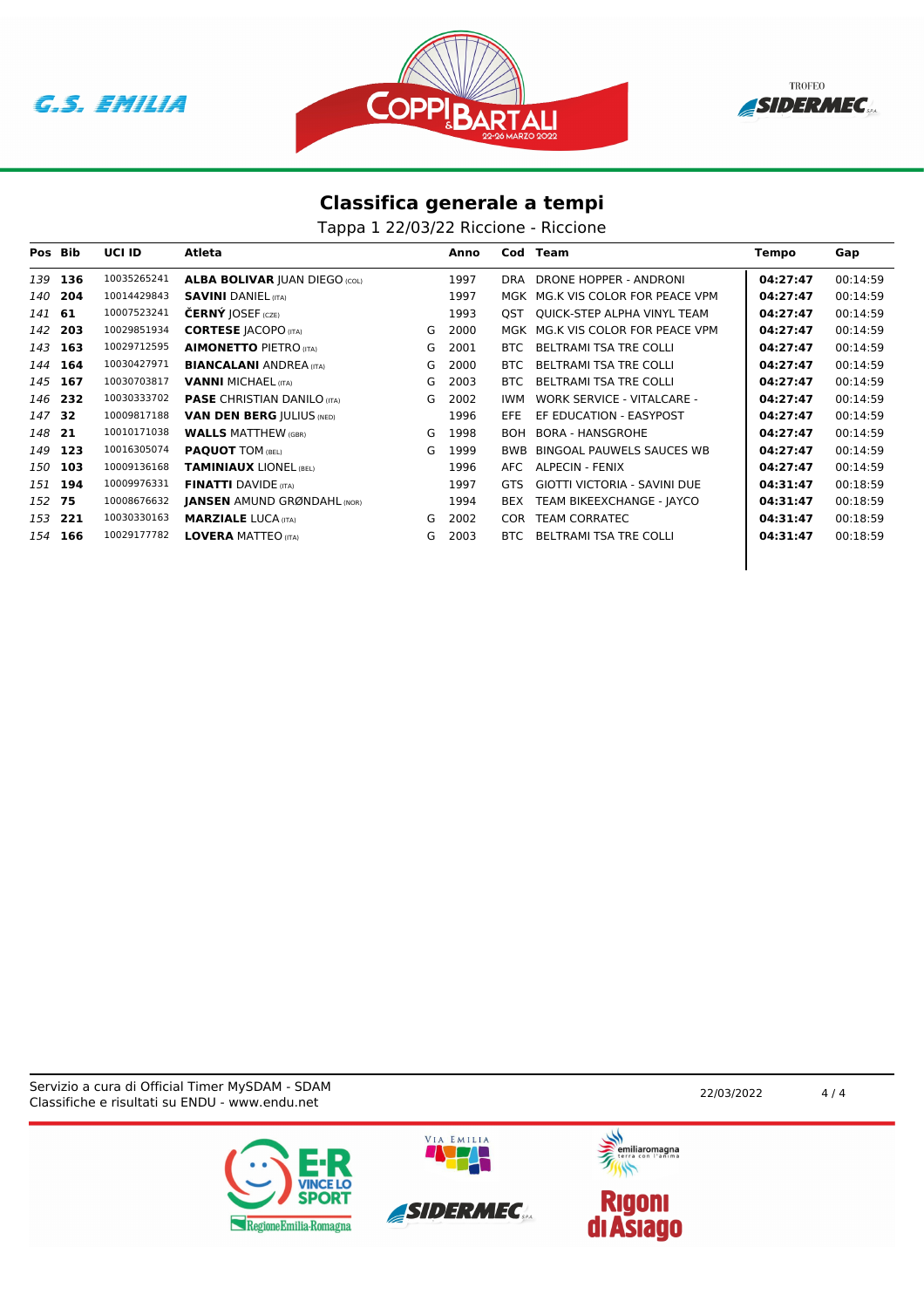## Classifica generale a tempi

Tappa 1 22/03/22 Riccione - Riccione

| Pos | Bib | UCI ID | Atleta | | Anno | Cod | Team | Tempo | Gap |
|---|---|---|---|---|---|---|---|---|---|
| *139* | **136** | 10035265241 | **ALBA BOLIVAR** JUAN DIEGO (COL) | | 1997 | DRA | DRONE HOPPER - ANDRONI | **04:27:47** | 00:14:59 |
| *140* | **204** | 10014429843 | **SAVINI** DANIEL (ITA) | | 1997 | MGK | MG.K VIS COLOR FOR PEACE VPM | **04:27:47** | 00:14:59 |
| *141* | **61** | 10007523241 | **ČERNÝ** JOSEF (CZE) | | 1993 | QST | QUICK-STEP ALPHA VINYL TEAM | **04:27:47** | 00:14:59 |
| *142* | **203** | 10029851934 | **CORTESE** JACOPO (ITA) | G | 2000 | MGK | MG.K VIS COLOR FOR PEACE VPM | **04:27:47** | 00:14:59 |
| *143* | **163** | 10029712595 | **AIMONETTO** PIETRO (ITA) | G | 2001 | BTC | BELTRAMI TSA TRE COLLI | **04:27:47** | 00:14:59 |
| *144* | **164** | 10030427971 | **BIANCALANI** ANDREA (ITA) | G | 2000 | BTC | BELTRAMI TSA TRE COLLI | **04:27:47** | 00:14:59 |
| *145* | **167** | 10030703817 | **VANNI** MICHAEL (ITA) | G | 2003 | BTC | BELTRAMI TSA TRE COLLI | **04:27:47** | 00:14:59 |
| *146* | **232** | 10030333702 | **PASE** CHRISTIAN DANILO (ITA) | G | 2002 | IWM | WORK SERVICE - VITALCARE - | **04:27:47** | 00:14:59 |
| *147* | **32** | 10009817188 | **VAN DEN BERG** JULIUS (NED) | | 1996 | EFE | EF EDUCATION - EASYPOST | **04:27:47** | 00:14:59 |
| *148* | **21** | 10010171038 | **WALLS** MATTHEW (GBR) | G | 1998 | BOH | BORA - HANSGROHE | **04:27:47** | 00:14:59 |
| *149* | **123** | 10016305074 | **PAQUOT** TOM (BEL) | G | 1999 | BWB | BINGOAL PAUWELS SAUCES WB | **04:27:47** | 00:14:59 |
| *150* | **103** | 10009136168 | **TAMINIAUX** LIONEL (BEL) | | 1996 | AFC | ALPECIN - FENIX | **04:27:47** | 00:14:59 |
| *151* | **194** | 10009976331 | **FINATTI** DAVIDE (ITA) | | 1997 | GTS | GIOTTI VICTORIA - SAVINI DUE | **04:31:47** | 00:18:59 |
| *152* | **75** | 10008676632 | **JANSEN** AMUND GRØNDAHL (NOR) | | 1994 | BEX | TEAM BIKEEXCHANGE - JAYCO | **04:31:47** | 00:18:59 |
| *153* | **221** | 10030330163 | **MARZIALE** LUCA (ITA) | G | 2002 | COR | TEAM CORRATEC | **04:31:47** | 00:18:59 |
| *154* | **166** | 10029177782 | **LOVERA** MATTEO (ITA) | G | 2003 | BTC | BELTRAMI TSA TRE COLLI | **04:31:47** | 00:18:59 |

Servizio a cura di Official Timer MySDAM - SDAM
Classifiche e risultati su ENDU - www.endu.net

22/03/2022